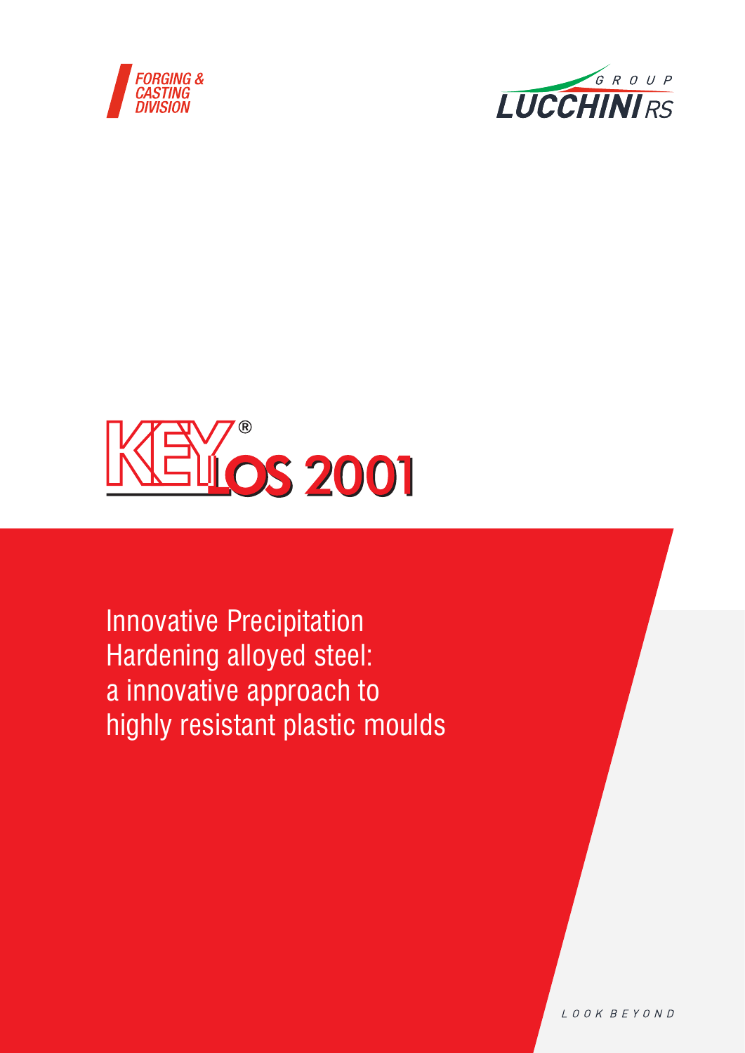FORGING & CASTING DIVISION

GROUP LUCCHINI RS

# KEYLOS 2001®

Innovative Precipitation Hardening alloyed steel: a innovative approach to highly resistant plastic moulds

LOOK BEYOND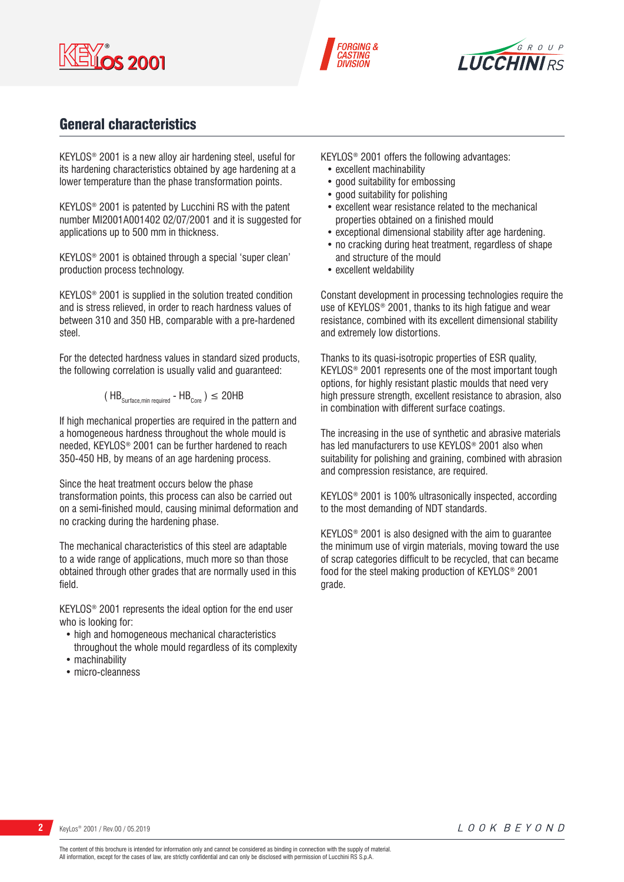## General characteristics

KEYLOS® 2001 is a new alloy air hardening steel, useful for its hardening characteristics obtained by age hardening at a lower temperature than the phase transformation points.

KEYLOS® 2001 is patented by Lucchini RS with the patent number MI2001A001402 02/07/2001 and it is suggested for applications up to 500 mm in thickness.

KEYLOS® 2001 is obtained through a special 'super clean' production process technology.

KEYLOS® 2001 is supplied in the solution treated condition and is stress relieved, in order to reach hardness values of between 310 and 350 HB, comparable with a pre-hardened steel.

For the detected hardness values in standard sized products, the following correlation is usually valid and guaranteed:

$$( HB_{\text{Surface,min required}} - HB_{\text{Core}} ) \leq 20HB$$

If high mechanical properties are required in the pattern and a homogeneous hardness throughout the whole mould is needed, KEYLOS® 2001 can be further hardened to reach 350-450 HB, by means of an age hardening process.

Since the heat treatment occurs below the phase transformation points, this process can also be carried out on a semi-finished mould, causing minimal deformation and no cracking during the hardening phase.

The mechanical characteristics of this steel are adaptable to a wide range of applications, much more so than those obtained through other grades that are normally used in this field.

KEYLOS® 2001 represents the ideal option for the end user who is looking for:

- high and homogeneous mechanical characteristics throughout the whole mould regardless of its complexity
- machinability
- micro-cleanness

KEYLOS® 2001 offers the following advantages:

- excellent machinability
- good suitability for embossing
- good suitability for polishing
- excellent wear resistance related to the mechanical properties obtained on a finished mould
- exceptional dimensional stability after age hardening.
- no cracking during heat treatment, regardless of shape and structure of the mould
- excellent weldability

Constant development in processing technologies require the use of KEYLOS® 2001, thanks to its high fatigue and wear resistance, combined with its excellent dimensional stability and extremely low distortions.

Thanks to its quasi-isotropic properties of ESR quality, KEYLOS® 2001 represents one of the most important tough options, for highly resistant plastic moulds that need very high pressure strength, excellent resistance to abrasion, also in combination with different surface coatings.

The increasing in the use of synthetic and abrasive materials has led manufacturers to use KEYLOS® 2001 also when suitability for polishing and graining, combined with abrasion and compression resistance, are required.

KEYLOS® 2001 is 100% ultrasonically inspected, according to the most demanding of NDT standards.

KEYLOS® 2001 is also designed with the aim to guarantee the minimum use of virgin materials, moving toward the use of scrap categories difficult to be recycled, that can became food for the steel making production of KEYLOS® 2001 grade.

The content of this brochure is intended for information only and cannot be considered as binding in connection with the supply of material.
All information, except for the cases of law, are strictly confidential and can only be disclosed with permission of Lucchini RS S.p.A.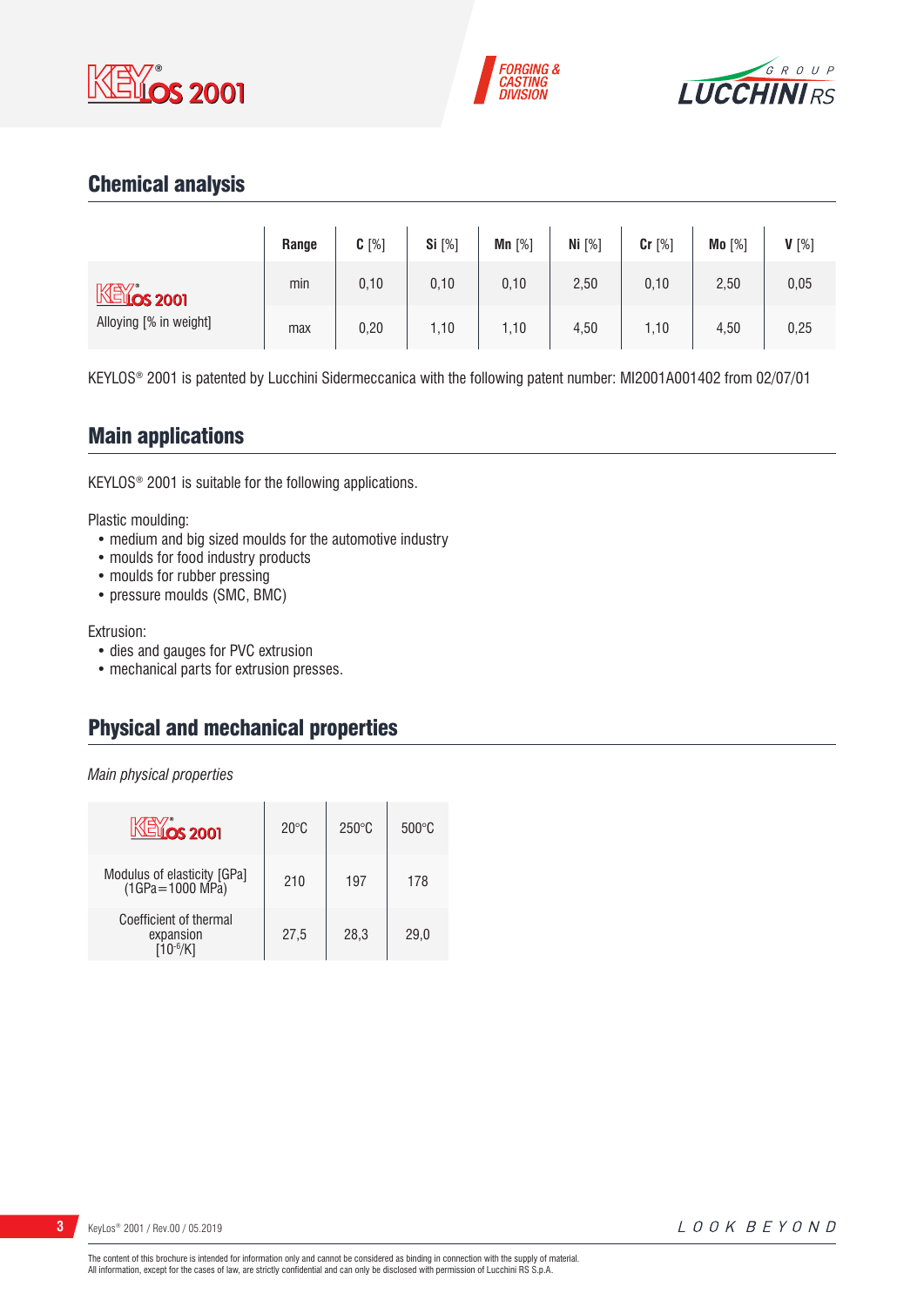## Chemical analysis

| | Range | C [%] | Si [%] | Mn [%] | Ni [%] | Cr [%] | Mo [%] | V [%] |
|---|---|---|---|---|---|---|---|---|
| KEYLOS 2001 Alloying [% in weight] | min | 0,10 | 0,10 | 0,10 | 2,50 | 0,10 | 2,50 | 0,05 |
| | max | 0,20 | 1,10 | 1,10 | 4,50 | 1,10 | 4,50 | 0,25 |

KEYLOS® 2001 is patented by Lucchini Sidermeccanica with the following patent number: MI2001A001402 from 02/07/01

## Main applications

KEYLOS® 2001 is suitable for the following applications.

Plastic moulding:
- medium and big sized moulds for the automotive industry
- moulds for food industry products
- moulds for rubber pressing
- pressure moulds (SMC, BMC)

Extrusion:
- dies and gauges for PVC extrusion
- mechanical parts for extrusion presses.

## Physical and mechanical properties

*Main physical properties*

| KEYLOS 2001 | 20°C | 250°C | 500°C |
|---|---|---|---|
| Modulus of elasticity [GPa] (1GPa=1000 MPa) | 210 | 197 | 178 |
| Coefficient of thermal expansion [$10^{-6}$/K] | 27,5 | 28,3 | 29,0 |

The content of this brochure is intended for information only and cannot be considered as binding in connection with the supply of material.
All information, except for the cases of law, are strictly confidential and can only be disclosed with permission of Lucchini RS S.p.A.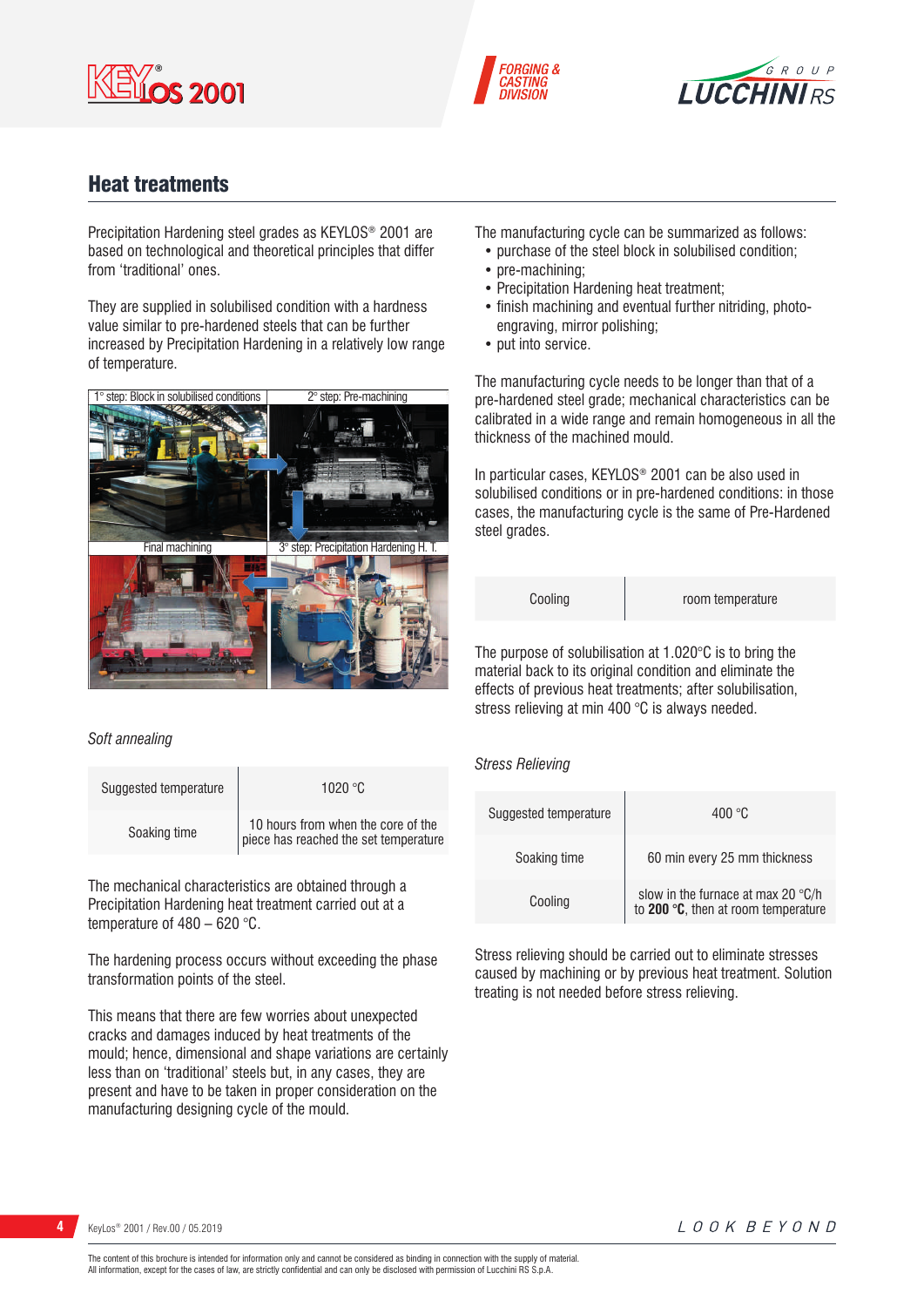## Heat treatments

Precipitation Hardening steel grades as KEYLOS® 2001 are based on technological and theoretical principles that differ from 'traditional' ones.

They are supplied in solubilised condition with a hardness value similar to pre-hardened steels that can be further increased by Precipitation Hardening in a relatively low range of temperature.

1° step: Block in solubilised conditions — 2° step: Pre-machining — 3° step: Precipitation Hardening H. T. — Final machining

*Soft annealing*

| Suggested temperature | 1020 °C |
|---|---|
| Soaking time | 10 hours from when the core of the piece has reached the set temperature |

The mechanical characteristics are obtained through a Precipitation Hardening heat treatment carried out at a temperature of 480 – 620 °C.

The hardening process occurs without exceeding the phase transformation points of the steel.

This means that there are few worries about unexpected cracks and damages induced by heat treatments of the mould; hence, dimensional and shape variations are certainly less than on 'traditional' steels but, in any cases, they are present and have to be taken in proper consideration on the manufacturing designing cycle of the mould.

The manufacturing cycle can be summarized as follows:

- purchase of the steel block in solubilised condition;
- pre-machining;
- Precipitation Hardening heat treatment;
- finish machining and eventual further nitriding, photo-engraving, mirror polishing;
- put into service.

The manufacturing cycle needs to be longer than that of a pre-hardened steel grade; mechanical characteristics can be calibrated in a wide range and remain homogeneous in all the thickness of the machined mould.

In particular cases, KEYLOS® 2001 can be also used in solubilised conditions or in pre-hardened conditions: in those cases, the manufacturing cycle is the same of Pre-Hardened steel grades.

| Cooling | room temperature |
|---|---|

The purpose of solubilisation at 1.020°C is to bring the material back to its original condition and eliminate the effects of previous heat treatments; after solubilisation, stress relieving at min 400 °C is always needed.

*Stress Relieving*

| Suggested temperature | 400 °C |
|---|---|
| Soaking time | 60 min every 25 mm thickness |
| Cooling | slow in the furnace at max 20 °C/h to **200 °C**, then at room temperature |

Stress relieving should be carried out to eliminate stresses caused by machining or by previous heat treatment. Solution treating is not needed before stress relieving.

The content of this brochure is intended for information only and cannot be considered as binding in connection with the supply of material.
All information, except for the cases of law, are strictly confidential and can only be disclosed with permission of Lucchini RS S.p.A.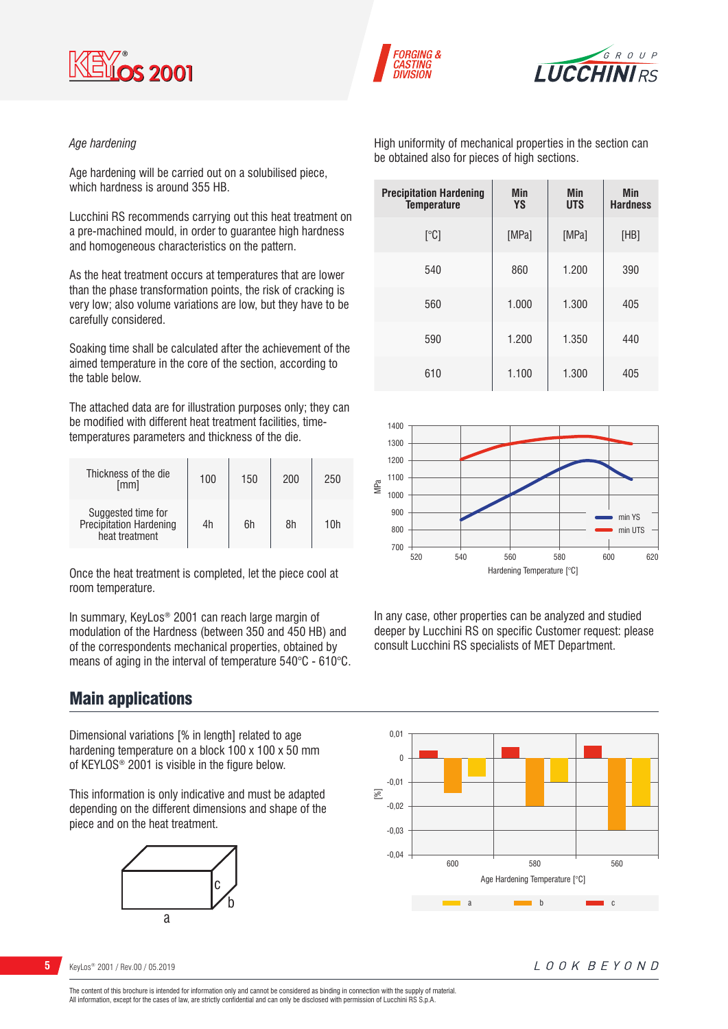*Age hardening*

Age hardening will be carried out on a solubilised piece, which hardness is around 355 HB.

Lucchini RS recommends carrying out this heat treatment on a pre-machined mould, in order to guarantee high hardness and homogeneous characteristics on the pattern.

As the heat treatment occurs at temperatures that are lower than the phase transformation points, the risk of cracking is very low; also volume variations are low, but they have to be carefully considered.

Soaking time shall be calculated after the achievement of the aimed temperature in the core of the section, according to the table below.

The attached data are for illustration purposes only; they can be modified with different heat treatment facilities, time-temperatures parameters and thickness of the die.

| Thickness of the die [mm] | 100 | 150 | 200 | 250 |
|---|---|---|---|---|
| Suggested time for Precipitation Hardening heat treatment | 4h | 6h | 8h | 10h |

Once the heat treatment is completed, let the piece cool at room temperature.

In summary, KeyLos® 2001 can reach large margin of modulation of the Hardness (between 350 and 450 HB) and of the correspondents mechanical properties, obtained by means of aging in the interval of temperature 540°C - 610°C.

High uniformity of mechanical properties in the section can be obtained also for pieces of high sections.

| Precipitation Hardening Temperature | Min YS | Min UTS | Min Hardness |
|---|---|---|---|
| [°C] | [MPa] | [MPa] | [HB] |
| 540 | 860 | 1.200 | 390 |
| 560 | 1.000 | 1.300 | 405 |
| 590 | 1.200 | 1.350 | 440 |
| 610 | 1.100 | 1.300 | 405 |

In any case, other properties can be analyzed and studied deeper by Lucchini RS on specific Customer request: please consult Lucchini RS specialists of MET Department.

## Main applications

Dimensional variations [% in length] related to age hardening temperature on a block 100 x 100 x 50 mm of KEYLOS® 2001 is visible in the figure below.

This information is only indicative and must be adapted depending on the different dimensions and shape of the piece and on the heat treatment.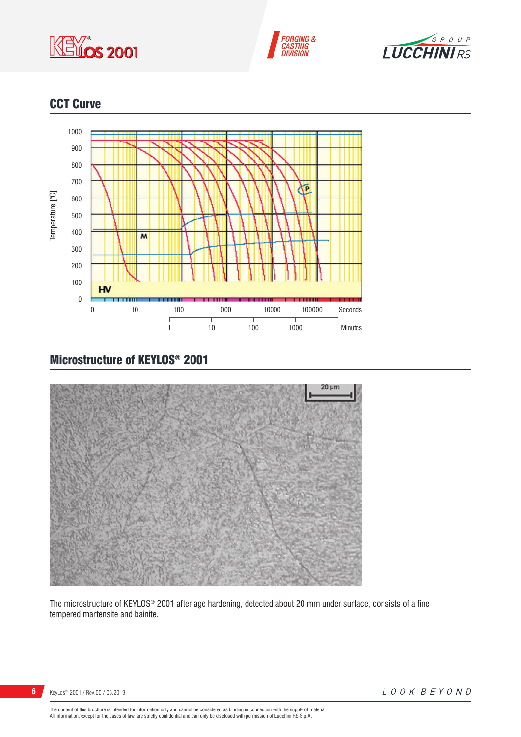## CCT Curve

## Microstructure of KEYLOS® 2001

The microstructure of KEYLOS® 2001 after age hardening, detected about 20 mm under surface, consists of a fine tempered martensite and bainite.

The content of this brochure is intended for information only and cannot be considered as binding in connection with the supply of material.
All information, except for the cases of law, are strictly confidential and can only be disclosed with permission of Lucchini RS S.p.A.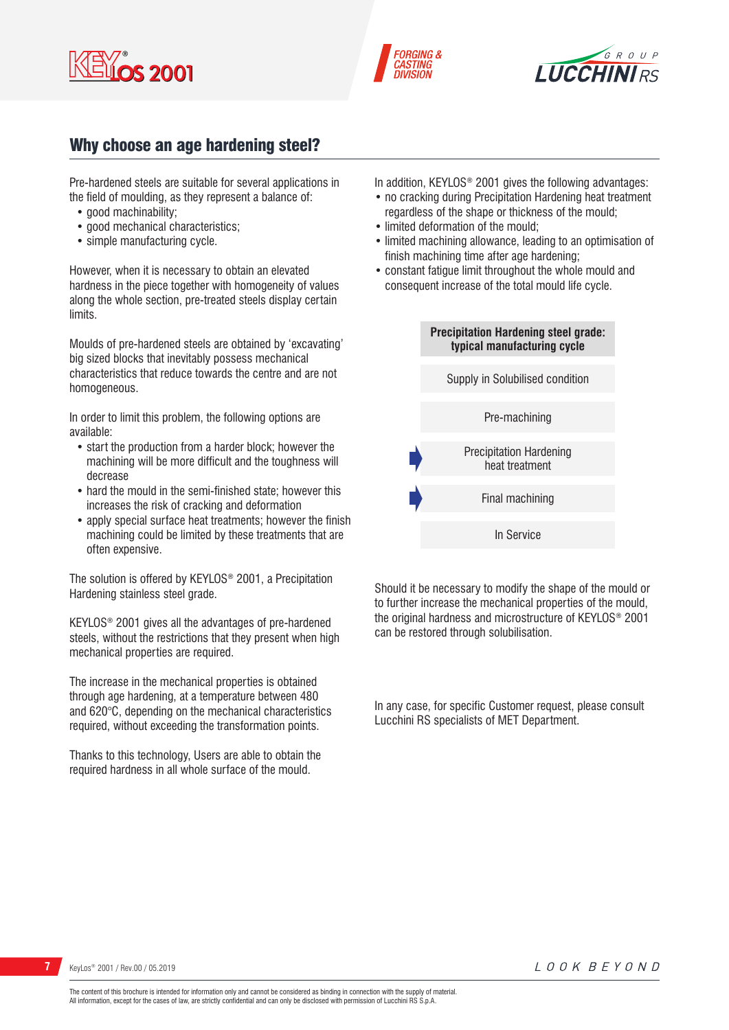## Why choose an age hardening steel?

Pre-hardened steels are suitable for several applications in the field of moulding, as they represent a balance of:

- good machinability;
- good mechanical characteristics;
- simple manufacturing cycle.

However, when it is necessary to obtain an elevated hardness in the piece together with homogeneity of values along the whole section, pre-treated steels display certain limits.

Moulds of pre-hardened steels are obtained by 'excavating' big sized blocks that inevitably possess mechanical characteristics that reduce towards the centre and are not homogeneous.

In order to limit this problem, the following options are available:

- start the production from a harder block; however the machining will be more difficult and the toughness will decrease
- hard the mould in the semi-finished state; however this increases the risk of cracking and deformation
- apply special surface heat treatments; however the finish machining could be limited by these treatments that are often expensive.

The solution is offered by KEYLOS® 2001, a Precipitation Hardening stainless steel grade.

KEYLOS® 2001 gives all the advantages of pre-hardened steels, without the restrictions that they present when high mechanical properties are required.

The increase in the mechanical properties is obtained through age hardening, at a temperature between 480 and 620°C, depending on the mechanical characteristics required, without exceeding the transformation points.

Thanks to this technology, Users are able to obtain the required hardness in all whole surface of the mould.

In addition, KEYLOS® 2001 gives the following advantages:

- no cracking during Precipitation Hardening heat treatment regardless of the shape or thickness of the mould;
- limited deformation of the mould;
- limited machining allowance, leading to an optimisation of finish machining time after age hardening;
- constant fatigue limit throughout the whole mould and consequent increase of the total mould life cycle.

| Precipitation Hardening steel grade: typical manufacturing cycle |
|---|
| Supply in Solubilised condition |
| Pre-machining |
| Precipitation Hardening heat treatment |
| Final machining |
| In Service |

Should it be necessary to modify the shape of the mould or to further increase the mechanical properties of the mould, the original hardness and microstructure of KEYLOS® 2001 can be restored through solubilisation.

In any case, for specific Customer request, please consult Lucchini RS specialists of MET Department.

The content of this brochure is intended for information only and cannot be considered as binding in connection with the supply of material.
All information, except for the cases of law, are strictly confidential and can only be disclosed with permission of Lucchini RS S.p.A.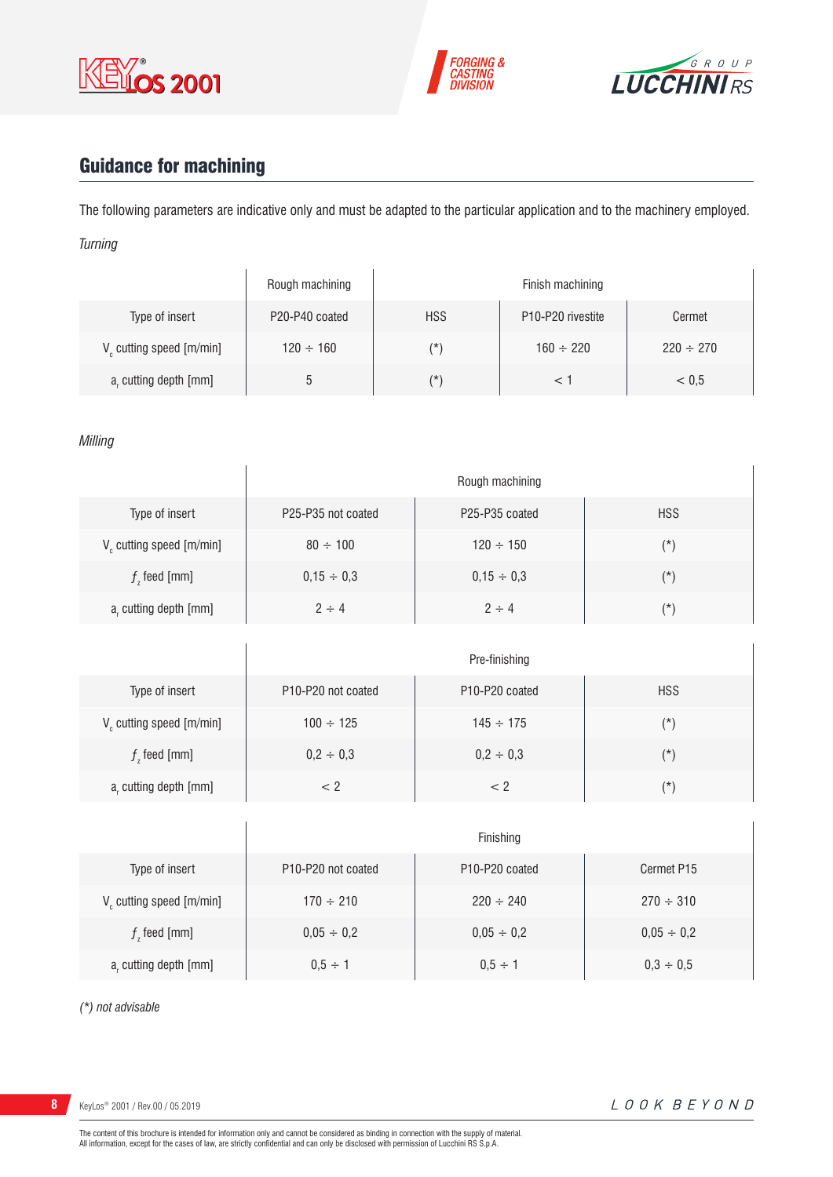## Guidance for machining

The following parameters are indicative only and must be adapted to the particular application and to the machinery employed.

*Turning*

| | Rough machining | Finish machining | | |
|---|---|---|---|---|
| Type of insert | P20-P40 coated | HSS | P10-P20 rivestite | Cermet |
| $V_c$ cutting speed [m/min] | 120 ÷ 160 | (*) | 160 ÷ 220 | 220 ÷ 270 |
| $a_r$ cutting depth [mm] | 5 | (*) | < 1 | < 0,5 |

*Milling*

| | Rough machining | | |
|---|---|---|---|
| Type of insert | P25-P35 not coated | P25-P35 coated | HSS |
| $V_c$ cutting speed [m/min] | 80 ÷ 100 | 120 ÷ 150 | (*) |
| $f_z$ feed [mm] | 0,15 ÷ 0,3 | 0,15 ÷ 0,3 | (*) |
| $a_r$ cutting depth [mm] | 2 ÷ 4 | 2 ÷ 4 | (*) |

| | Pre-finishing | | |
|---|---|---|---|
| Type of insert | P10-P20 not coated | P10-P20 coated | HSS |
| $V_c$ cutting speed [m/min] | 100 ÷ 125 | 145 ÷ 175 | (*) |
| $f_z$ feed [mm] | 0,2 ÷ 0,3 | 0,2 ÷ 0,3 | (*) |
| $a_r$ cutting depth [mm] | < 2 | < 2 | (*) |

| | Finishing | | |
|---|---|---|---|
| Type of insert | P10-P20 not coated | P10-P20 coated | Cermet P15 |
| $V_c$ cutting speed [m/min] | 170 ÷ 210 | 220 ÷ 240 | 270 ÷ 310 |
| $f_z$ feed [mm] | 0,05 ÷ 0,2 | 0,05 ÷ 0,2 | 0,05 ÷ 0,2 |
| $a_r$ cutting depth [mm] | 0,5 ÷ 1 | 0,5 ÷ 1 | 0,3 ÷ 0,5 |

*(*) not advisable*

The content of this brochure is intended for information only and cannot be considered as binding in connection with the supply of material.
All information, except for the cases of law, are strictly confidential and can only be disclosed with permission of Lucchini RS S.p.A.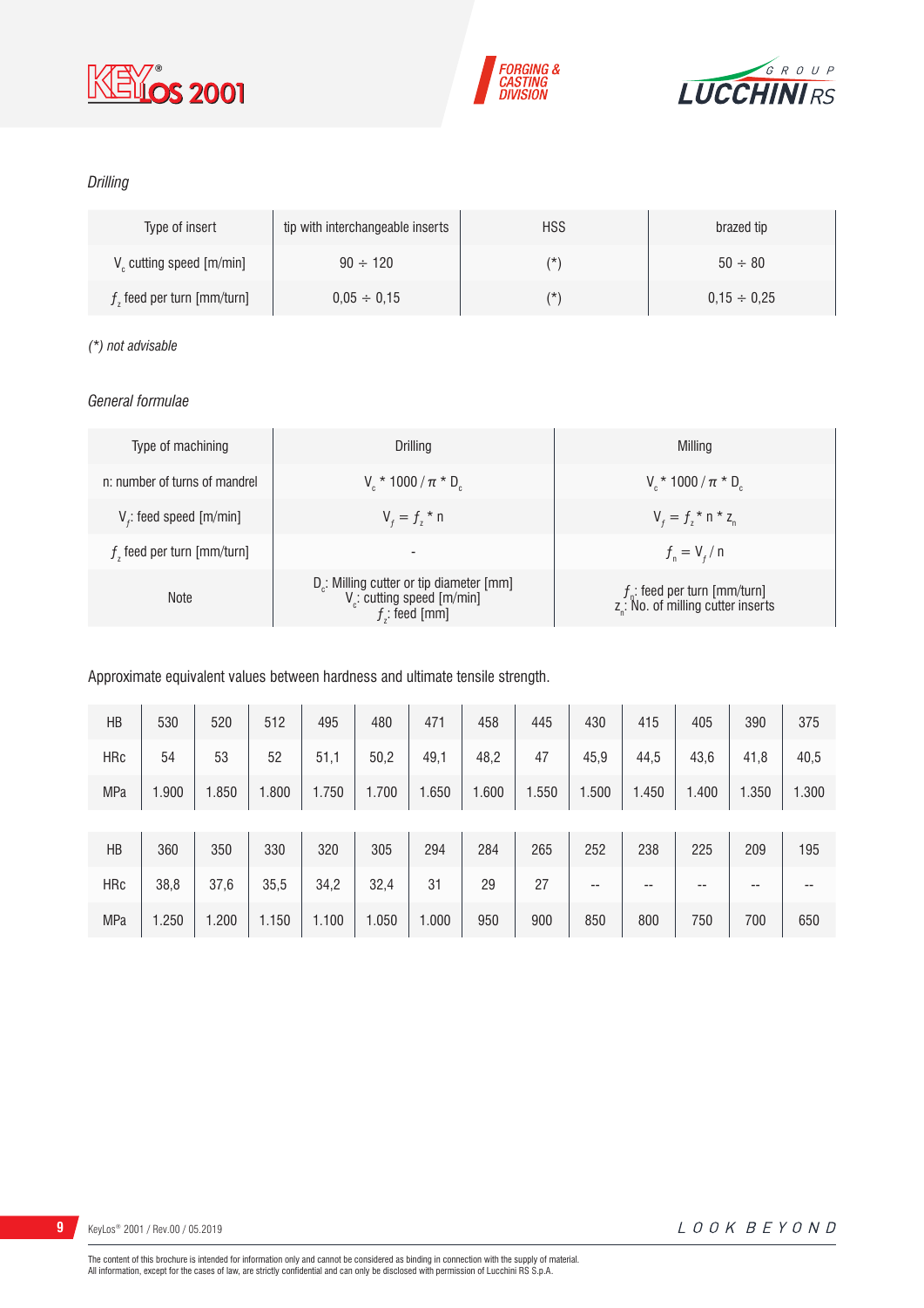*Drilling*

| Type of insert | tip with interchangeable inserts | HSS | brazed tip |
|---|---|---|---|
| $V_c$ cutting speed [m/min] | 90 ÷ 120 | (*) | 50 ÷ 80 |
| $f_z$ feed per turn [mm/turn] | 0,05 ÷ 0,15 | (*) | 0,15 ÷ 0,25 |

*(*) not advisable*

*General formulae*

| Type of machining | Drilling | Milling |
|---|---|---|
| n: number of turns of mandrel | $V_c * 1000 / \pi * D_c$ | $V_c * 1000 / \pi * D_c$ |
| $V_f$: feed speed [m/min] | $V_f = f_z * n$ | $V_f = f_z * n * z_n$ |
| $f_z$ feed per turn [mm/turn] | - | $f_n = V_f / n$ |
| Note | $D_c$: Milling cutter or tip diameter [mm]<br>$V_c$: cutting speed [m/min]<br>$f_z$: feed [mm] | $f_n$: feed per turn [mm/turn]<br>$z_n$: No. of milling cutter inserts |

Approximate equivalent values between hardness and ultimate tensile strength.

| HB | 530 | 520 | 512 | 495 | 480 | 471 | 458 | 445 | 430 | 415 | 405 | 390 | 375 |
|---|---|---|---|---|---|---|---|---|---|---|---|---|---|
| HRc | 54 | 53 | 52 | 51,1 | 50,2 | 49,1 | 48,2 | 47 | 45,9 | 44,5 | 43,6 | 41,8 | 40,5 |
| MPa | 1.900 | 1.850 | 1.800 | 1.750 | 1.700 | 1.650 | 1.600 | 1.550 | 1.500 | 1.450 | 1.400 | 1.350 | 1.300 |

| HB | 360 | 350 | 330 | 320 | 305 | 294 | 284 | 265 | 252 | 238 | 225 | 209 | 195 |
|---|---|---|---|---|---|---|---|---|---|---|---|---|---|
| HRc | 38,8 | 37,6 | 35,5 | 34,2 | 32,4 | 31 | 29 | 27 | -- | -- | -- | -- | -- |
| MPa | 1.250 | 1.200 | 1.150 | 1.100 | 1.050 | 1.000 | 950 | 900 | 850 | 800 | 750 | 700 | 650 |

The content of this brochure is intended for information only and cannot be considered as binding in connection with the supply of material.
All information, except for the cases of law, are strictly confidential and can only be disclosed with permission of Lucchini RS S.p.A.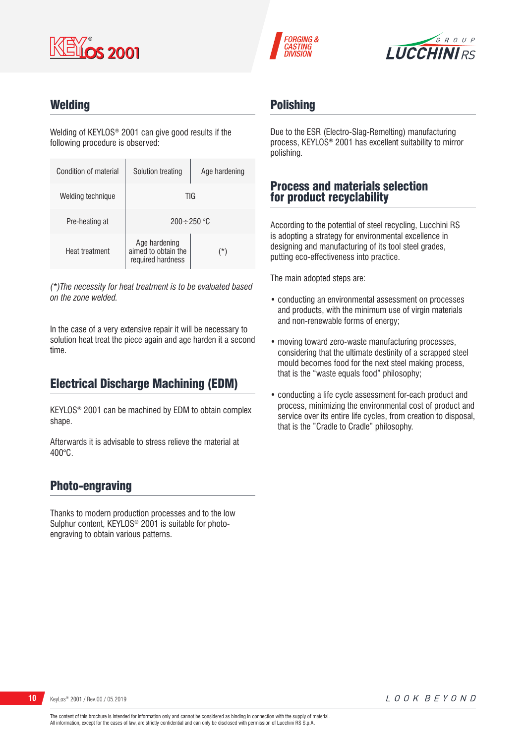## Welding

Welding of KEYLOS® 2001 can give good results if the following procedure is observed:

| Condition of material | Solution treating | Age hardening |
|---|---|---|
| Welding technique | TIG | |
| Pre-heating at | 200÷250 °C | |
| Heat treatment | Age hardening aimed to obtain the required hardness | (*) |

*(*)The necessity for heat treatment is to be evaluated based on the zone welded.*

In the case of a very extensive repair it will be necessary to solution heat treat the piece again and age harden it a second time.

## Electrical Discharge Machining (EDM)

KEYLOS® 2001 can be machined by EDM to obtain complex shape.

Afterwards it is advisable to stress relieve the material at 400°C.

## Photo-engraving

Thanks to modern production processes and to the low Sulphur content, KEYLOS® 2001 is suitable for photo-engraving to obtain various patterns.

## Polishing

Due to the ESR (Electro-Slag-Remelting) manufacturing process, KEYLOS® 2001 has excellent suitability to mirror polishing.

## Process and materials selection for product recyclability

According to the potential of steel recycling, Lucchini RS is adopting a strategy for environmental excellence in designing and manufacturing of its tool steel grades, putting eco-effectiveness into practice.

The main adopted steps are:

- conducting an environmental assessment on processes and products, with the minimum use of virgin materials and non-renewable forms of energy;
- moving toward zero-waste manufacturing processes, considering that the ultimate destinity of a scrapped steel mould becomes food for the next steel making process, that is the “waste equals food” philosophy;
- conducting a life cycle assessment for-each product and process, minimizing the environmental cost of product and service over its entire life cycles, from creation to disposal, that is the ”Cradle to Cradle” philosophy.

The content of this brochure is intended for information only and cannot be considered as binding in connection with the supply of material.
All information, except for the cases of law, are strictly confidential and can only be disclosed with permission of Lucchini RS S.p.A.